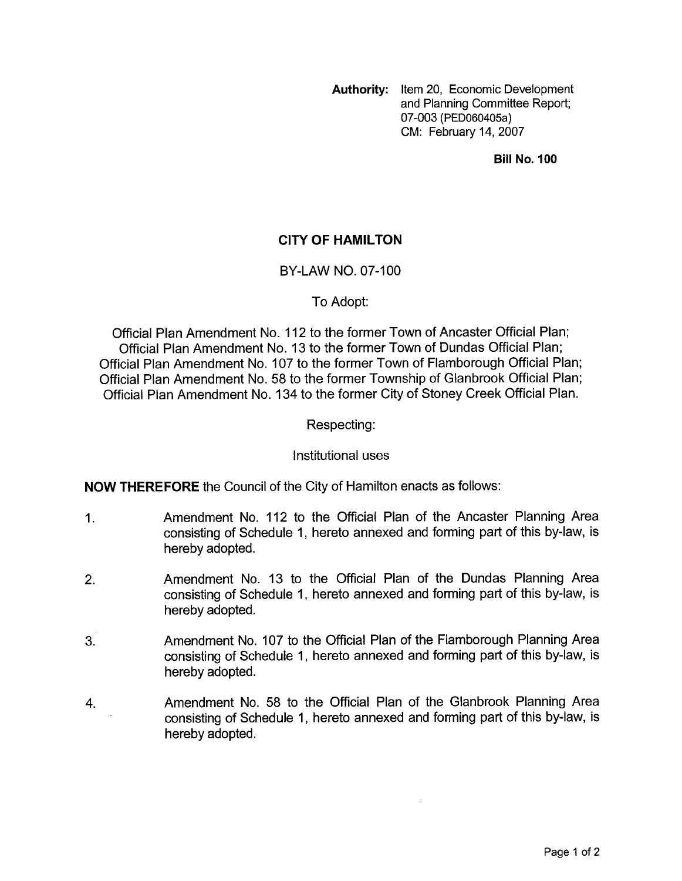**Authority:** Item 20, Economic Development and Planning Committee Report; 07-003 (PED060405a)
CM: February 14, 2007

**Bill No. 100**

# CITY OF HAMILTON

## BY-LAW NO. 07-100

To Adopt:

Official Plan Amendment No. 112 to the former Town of Ancaster Official Plan;
Official Plan Amendment No. 13 to the former Town of Dundas Official Plan;
Official Plan Amendment No. 107 to the former Town of Flamborough Official Plan;
Official Plan Amendment No. 58 to the former Township of Glanbrook Official Plan;
Official Plan Amendment No. 134 to the former City of Stoney Creek Official Plan.

Respecting:

Institutional uses

**NOW THEREFORE** the Council of the City of Hamilton enacts as follows:

1. Amendment No. 112 to the Official Plan of the Ancaster Planning Area consisting of Schedule 1, hereto annexed and forming part of this by-law, is hereby adopted.

2. Amendment No. 13 to the Official Plan of the Dundas Planning Area consisting of Schedule 1, hereto annexed and forming part of this by-law, is hereby adopted.

3. Amendment No. 107 to the Official Plan of the Flamborough Planning Area consisting of Schedule 1, hereto annexed and forming part of this by-law, is hereby adopted.

4. Amendment No. 58 to the Official Plan of the Glanbrook Planning Area consisting of Schedule 1, hereto annexed and forming part of this by-law, is hereby adopted.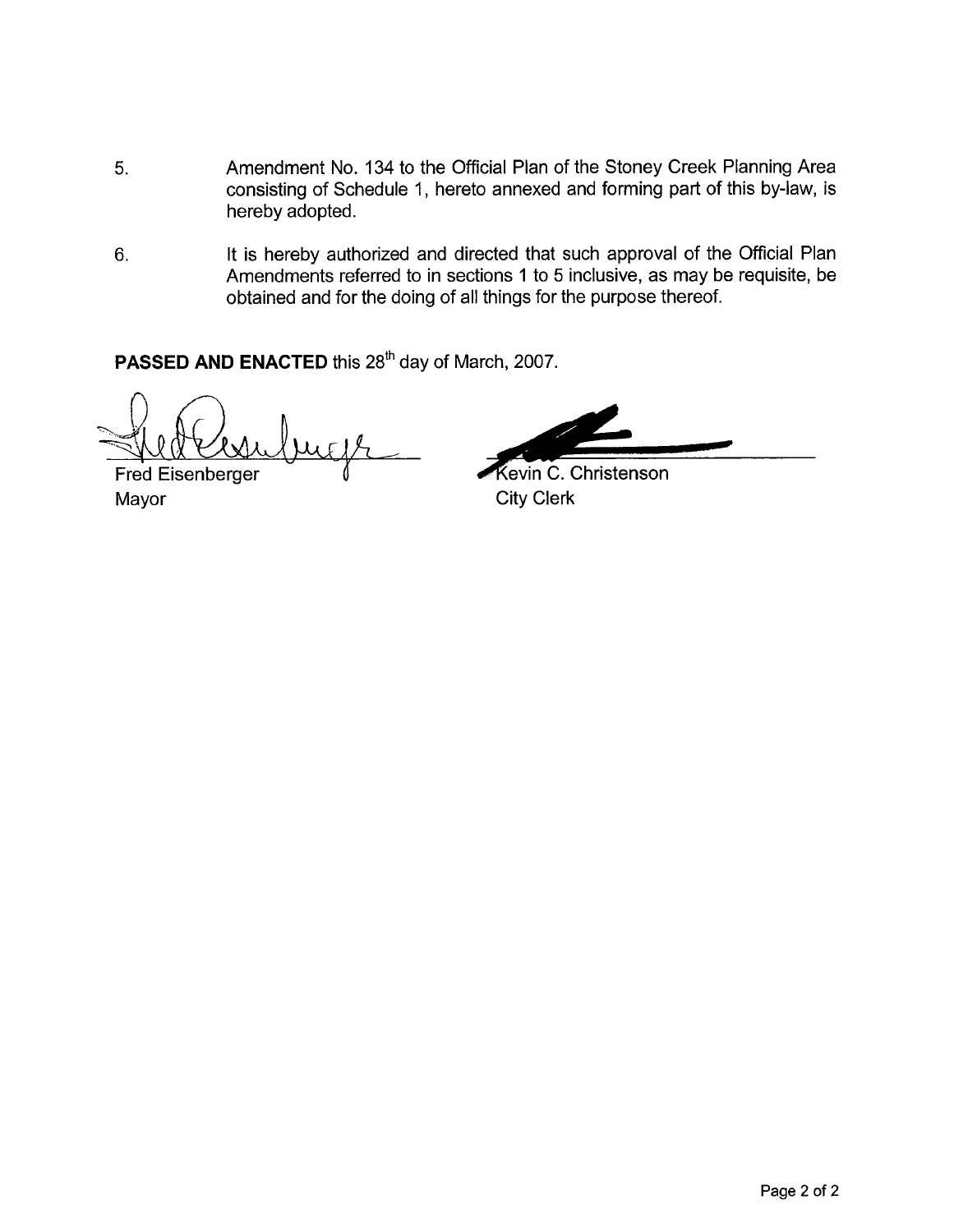5. Amendment No. 134 to the Official Plan of the Stoney Creek Planning Area consisting of Schedule 1, hereto annexed and forming part of this by-law, is hereby adopted.

6. It is hereby authorized and directed that such approval of the Official Plan Amendments referred to in sections 1 to 5 inclusive, as may be requisite, be obtained and for the doing of all things for the purpose thereof.

**PASSED AND ENACTED** this 28th day of March, 2007.

Fred Eisenberger
Mayor

Kevin C. Christenson
City Clerk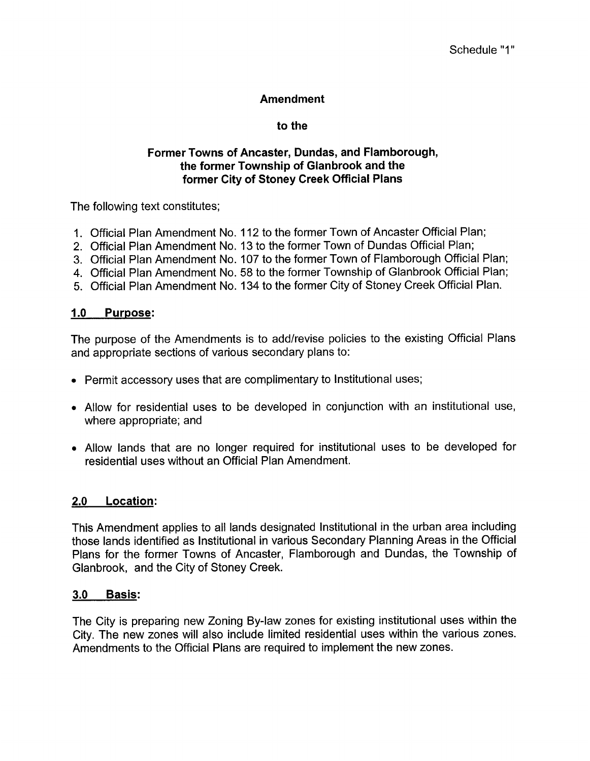Schedule "1"

**Amendment**

**to the**

**Former Towns of Ancaster, Dundas, and Flamborough, the former Township of Glanbrook and the former City of Stoney Creek Official Plans**

The following text constitutes;

1. Official Plan Amendment No. 112 to the former Town of Ancaster Official Plan;
2. Official Plan Amendment No. 13 to the former Town of Dundas Official Plan;
3. Official Plan Amendment No. 107 to the former Town of Flamborough Official Plan;
4. Official Plan Amendment No. 58 to the former Township of Glanbrook Official Plan;
5. Official Plan Amendment No. 134 to the former City of Stoney Creek Official Plan.

## 1.0 Purpose:

The purpose of the Amendments is to add/revise policies to the existing Official Plans and appropriate sections of various secondary plans to:

- Permit accessory uses that are complimentary to Institutional uses;
- Allow for residential uses to be developed in conjunction with an institutional use, where appropriate; and
- Allow lands that are no longer required for institutional uses to be developed for residential uses without an Official Plan Amendment.

## 2.0 Location:

This Amendment applies to all lands designated Institutional in the urban area including those lands identified as Institutional in various Secondary Planning Areas in the Official Plans for the former Towns of Ancaster, Flamborough and Dundas, the Township of Glanbrook, and the City of Stoney Creek.

## 3.0 Basis:

The City is preparing new Zoning By-law zones for existing institutional uses within the City. The new zones will also include limited residential uses within the various zones. Amendments to the Official Plans are required to implement the new zones.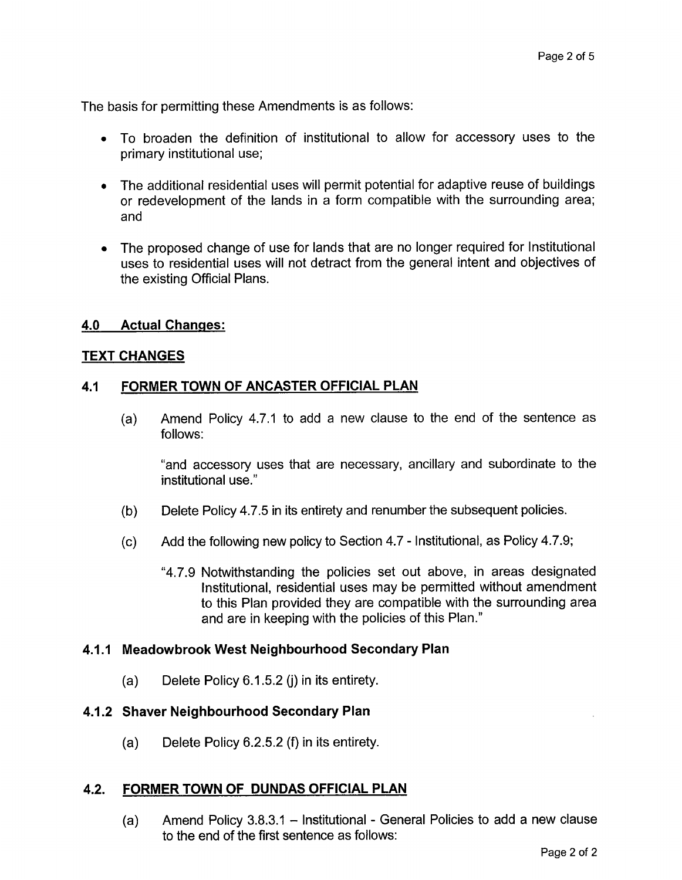The basis for permitting these Amendments is as follows:

- To broaden the definition of institutional to allow for accessory uses to the primary institutional use;
- The additional residential uses will permit potential for adaptive reuse of buildings or redevelopment of the lands in a form compatible with the surrounding area; and
- The proposed change of use for lands that are no longer required for Institutional uses to residential uses will not detract from the general intent and objectives of the existing Official Plans.

## 4.0 Actual Changes:

### TEXT CHANGES

### 4.1 FORMER TOWN OF ANCASTER OFFICIAL PLAN

(a) Amend Policy 4.7.1 to add a new clause to the end of the sentence as follows:

> "and accessory uses that are necessary, ancillary and subordinate to the institutional use."

(b) Delete Policy 4.7.5 in its entirety and renumber the subsequent policies.

(c) Add the following new policy to Section 4.7 - Institutional, as Policy 4.7.9;

> "4.7.9 Notwithstanding the policies set out above, in areas designated Institutional, residential uses may be permitted without amendment to this Plan provided they are compatible with the surrounding area and are in keeping with the policies of this Plan."

#### 4.1.1 Meadowbrook West Neighbourhood Secondary Plan

(a) Delete Policy 6.1.5.2 (j) in its entirety.

#### 4.1.2 Shaver Neighbourhood Secondary Plan

(a) Delete Policy 6.2.5.2 (f) in its entirety.

### 4.2. FORMER TOWN OF DUNDAS OFFICIAL PLAN

(a) Amend Policy 3.8.3.1 – Institutional - General Policies to add a new clause to the end of the first sentence as follows: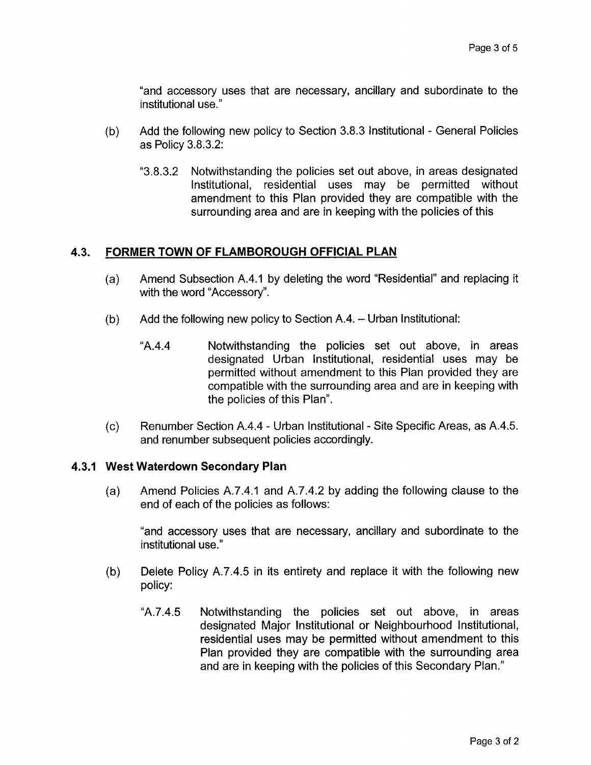"and accessory uses that are necessary, ancillary and subordinate to the institutional use."

(b) Add the following new policy to Section 3.8.3 Institutional - General Policies as Policy 3.8.3.2:

"3.8.3.2 Notwithstanding the policies set out above, in areas designated Institutional, residential uses may be permitted without amendment to this Plan provided they are compatible with the surrounding area and are in keeping with the policies of this

## 4.3. FORMER TOWN OF FLAMBOROUGH OFFICIAL PLAN

(a) Amend Subsection A.4.1 by deleting the word "Residential" and replacing it with the word "Accessory".

(b) Add the following new policy to Section A.4. – Urban Institutional:

"A.4.4 Notwithstanding the policies set out above, in areas designated Urban Institutional, residential uses may be permitted without amendment to this Plan provided they are compatible with the surrounding area and are in keeping with the policies of this Plan".

(c) Renumber Section A.4.4 - Urban Institutional - Site Specific Areas, as A.4.5. and renumber subsequent policies accordingly.

### 4.3.1 West Waterdown Secondary Plan

(a) Amend Policies A.7.4.1 and A.7.4.2 by adding the following clause to the end of each of the policies as follows:

"and accessory uses that are necessary, ancillary and subordinate to the institutional use."

(b) Delete Policy A.7.4.5 in its entirety and replace it with the following new policy:

"A.7.4.5 Notwithstanding the policies set out above, in areas designated Major Institutional or Neighbourhood Institutional, residential uses may be permitted without amendment to this Plan provided they are compatible with the surrounding area and are in keeping with the policies of this Secondary Plan."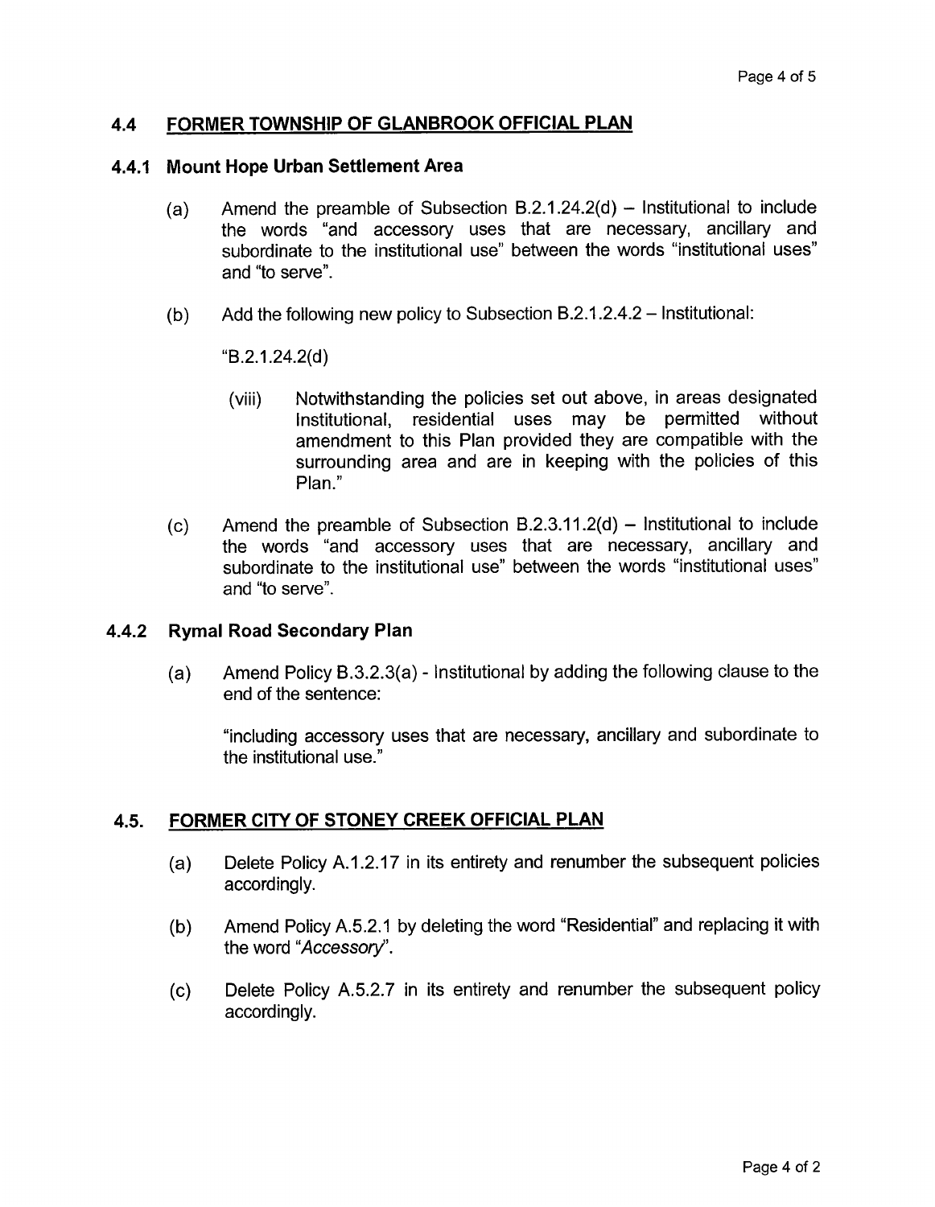## 4.4 FORMER TOWNSHIP OF GLANBROOK OFFICIAL PLAN

### 4.4.1 Mount Hope Urban Settlement Area

(a) Amend the preamble of Subsection B.2.1.24.2(d) – Institutional to include the words "and accessory uses that are necessary, ancillary and subordinate to the institutional use" between the words "institutional uses" and "to serve".

(b) Add the following new policy to Subsection B.2.1.2.4.2 – Institutional:

"B.2.1.24.2(d)

(viii) Notwithstanding the policies set out above, in areas designated Institutional, residential uses may be permitted without amendment to this Plan provided they are compatible with the surrounding area and are in keeping with the policies of this Plan."

(c) Amend the preamble of Subsection B.2.3.11.2(d) – Institutional to include the words "and accessory uses that are necessary, ancillary and subordinate to the institutional use" between the words "institutional uses" and "to serve".

### 4.4.2 Rymal Road Secondary Plan

(a) Amend Policy B.3.2.3(a) - Institutional by adding the following clause to the end of the sentence:

"including accessory uses that are necessary, ancillary and subordinate to the institutional use."

## 4.5. FORMER CITY OF STONEY CREEK OFFICIAL PLAN

(a) Delete Policy A.1.2.17 in its entirety and renumber the subsequent policies accordingly.

(b) Amend Policy A.5.2.1 by deleting the word "Residential" and replacing it with the word "*Accessory*".

(c) Delete Policy A.5.2.7 in its entirety and renumber the subsequent policy accordingly.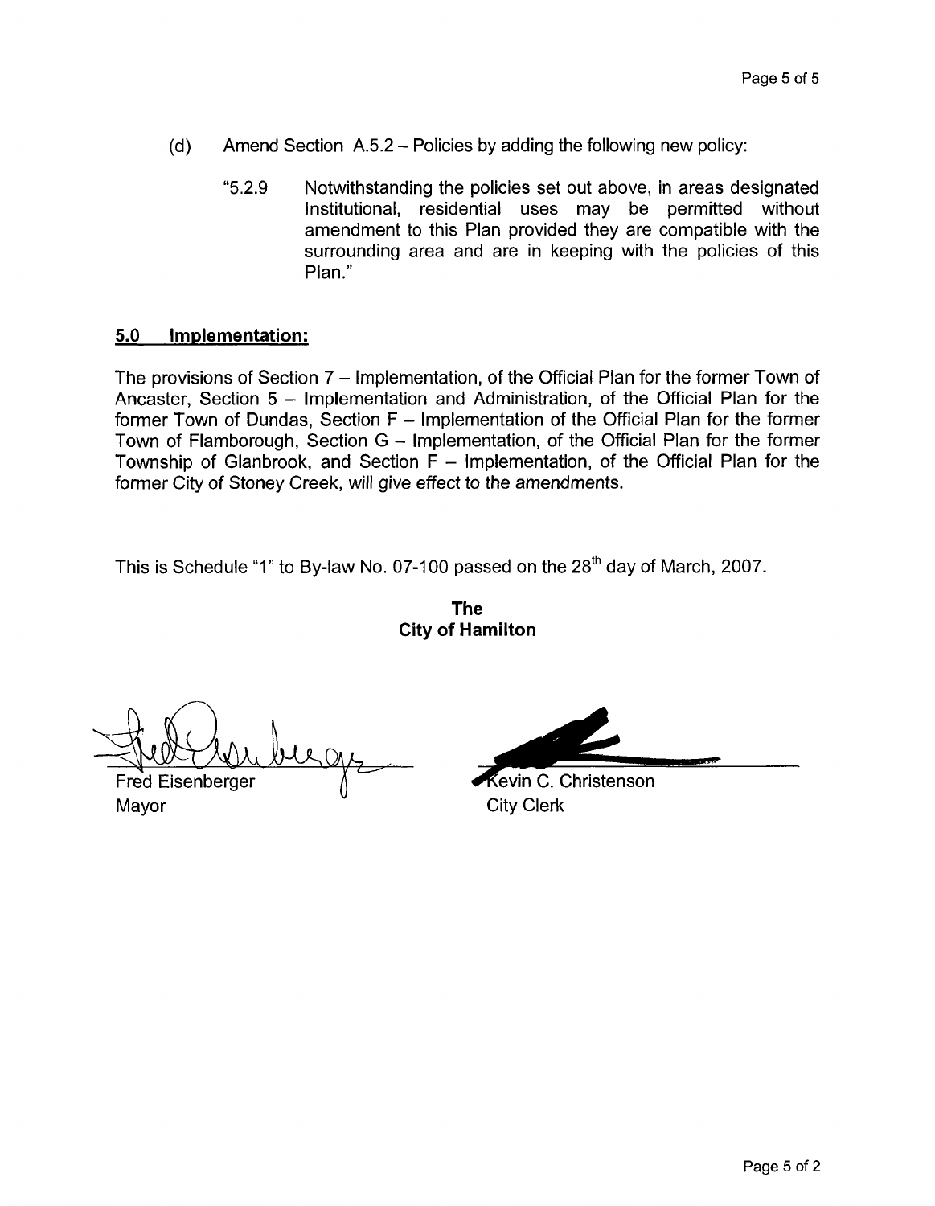(d) Amend Section A.5.2 – Policies by adding the following new policy:

"5.2.9 Notwithstanding the policies set out above, in areas designated Institutional, residential uses may be permitted without amendment to this Plan provided they are compatible with the surrounding area and are in keeping with the policies of this Plan."

## 5.0 Implementation:

The provisions of Section 7 – Implementation, of the Official Plan for the former Town of Ancaster, Section 5 – Implementation and Administration, of the Official Plan for the former Town of Dundas, Section F – Implementation of the Official Plan for the former Town of Flamborough, Section G – Implementation, of the Official Plan for the former Township of Glanbrook, and Section F – Implementation, of the Official Plan for the former City of Stoney Creek, will give effect to the amendments.

This is Schedule "1" to By-law No. 07-100 passed on the 28th day of March, 2007.

**The City of Hamilton**

Fred Eisenberger
Mayor

Kevin C. Christenson
City Clerk